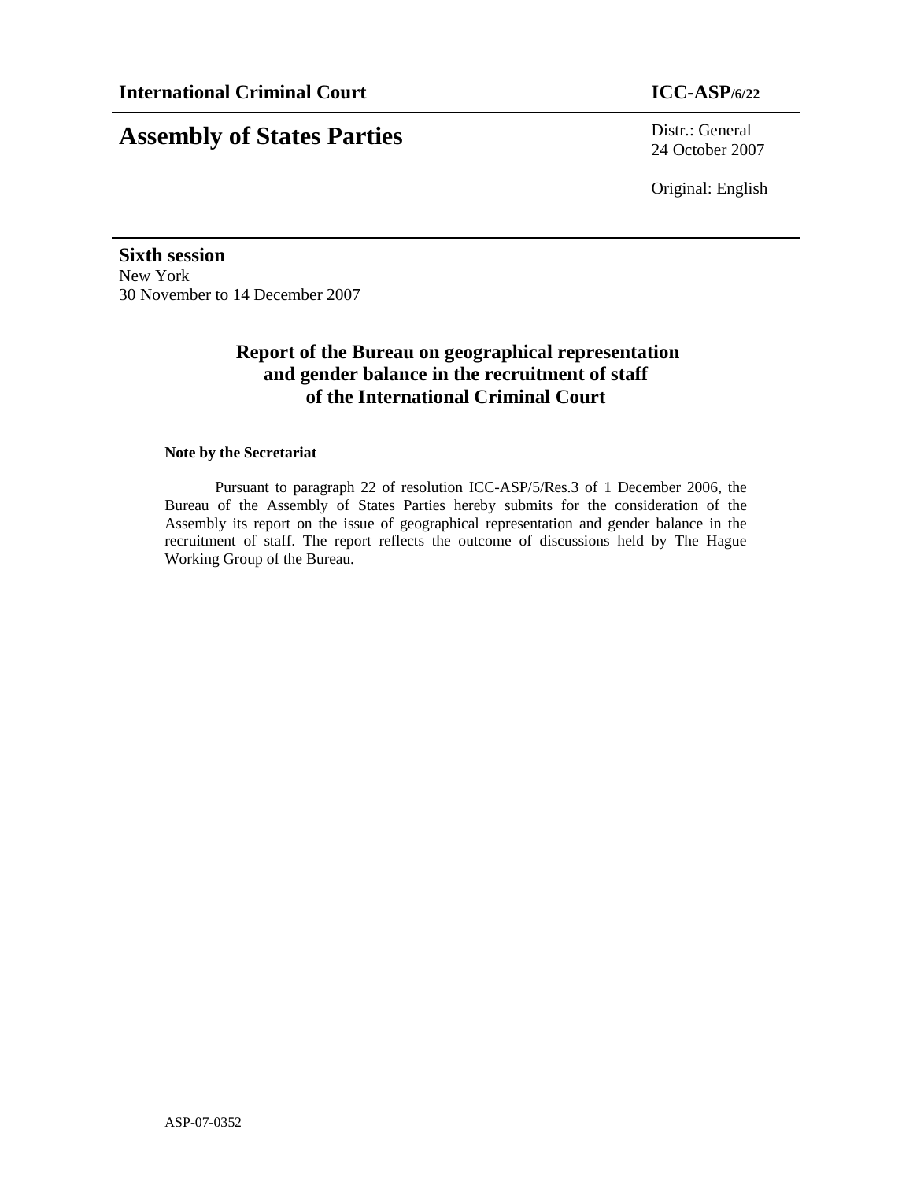**International Criminal Court** **ICC-ASP/6/22**

# Assembly of States Parties

Distr.: General
24 October 2007

Original: English

**Sixth session**
New York
30 November to 14 December 2007

## Report of the Bureau on geographical representation and gender balance in the recruitment of staff of the International Criminal Court

**Note by the Secretariat**

Pursuant to paragraph 22 of resolution ICC-ASP/5/Res.3 of 1 December 2006, the Bureau of the Assembly of States Parties hereby submits for the consideration of the Assembly its report on the issue of geographical representation and gender balance in the recruitment of staff. The report reflects the outcome of discussions held by The Hague Working Group of the Bureau.

ASP-07-0352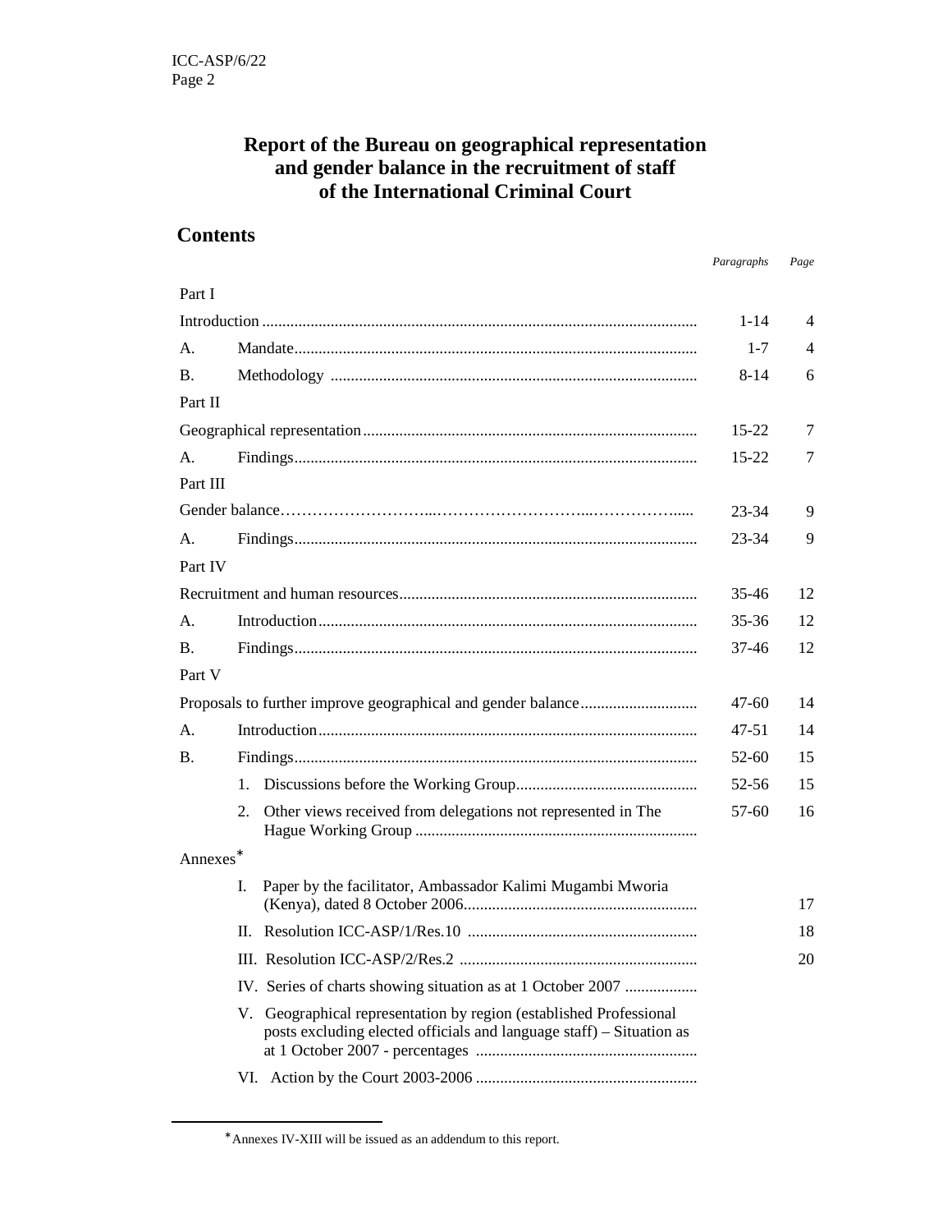# Report of the Bureau on geographical representation and gender balance in the recruitment of staff of the International Criminal Court

## Contents

| | | Paragraphs | Page |
|---|---|---|---|
| Part I | | | |
| Introduction | | 1-14 | 4 |
| A. | Mandate | 1-7 | 4 |
| B. | Methodology | 8-14 | 6 |
| Part II | | | |
| Geographical representation | | 15-22 | 7 |
| A. | Findings | 15-22 | 7 |
| Part III | | | |
| Gender balance | | 23-34 | 9 |
| A. | Findings | 23-34 | 9 |
| Part IV | | | |
| Recruitment and human resources | | 35-46 | 12 |
| A. | Introduction | 35-36 | 12 |
| B. | Findings | 37-46 | 12 |
| Part V | | | |
| Proposals to further improve geographical and gender balance | | 47-60 | 14 |
| A. | Introduction | 47-51 | 14 |
| B. | Findings | 52-60 | 15 |
| | 1. Discussions before the Working Group | 52-56 | 15 |
| | 2. Other views received from delegations not represented in The Hague Working Group | 57-60 | 16 |
| Annexes* | | | |
| | I. Paper by the facilitator, Ambassador Kalimi Mugambi Mworia (Kenya), dated 8 October 2006 | | 17 |
| | II. Resolution ICC-ASP/1/Res.10 | | 18 |
| | III. Resolution ICC-ASP/2/Res.2 | | 20 |
| | IV. Series of charts showing situation as at 1 October 2007 | | |
| | V. Geographical representation by region (established Professional posts excluding elected officials and language staff) – Situation as at 1 October 2007 - percentages | | |
| | VI. Action by the Court 2003-2006 | | |

\* Annexes IV-XIII will be issued as an addendum to this report.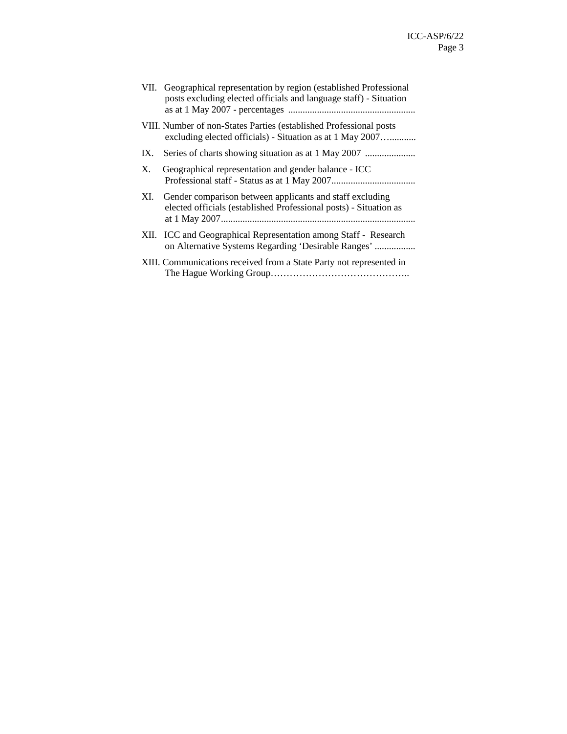VII. Geographical representation by region (established Professional posts excluding elected officials and language staff) - Situation as at 1 May 2007 - percentages ....................................................

VIII. Number of non-States Parties (established Professional posts excluding elected officials) - Situation as at 1 May 2007…...........

IX. Series of charts showing situation as at 1 May 2007 .....................

X. Geographical representation and gender balance - ICC Professional staff - Status as at 1 May 2007...................................

XI. Gender comparison between applicants and staff excluding elected officials (established Professional posts) - Situation as at 1 May 2007.................................................................................

XII. ICC and Geographical Representation among Staff - Research on Alternative Systems Regarding 'Desirable Ranges' .................

XIII. Communications received from a State Party not represented in The Hague Working Group……………………………………..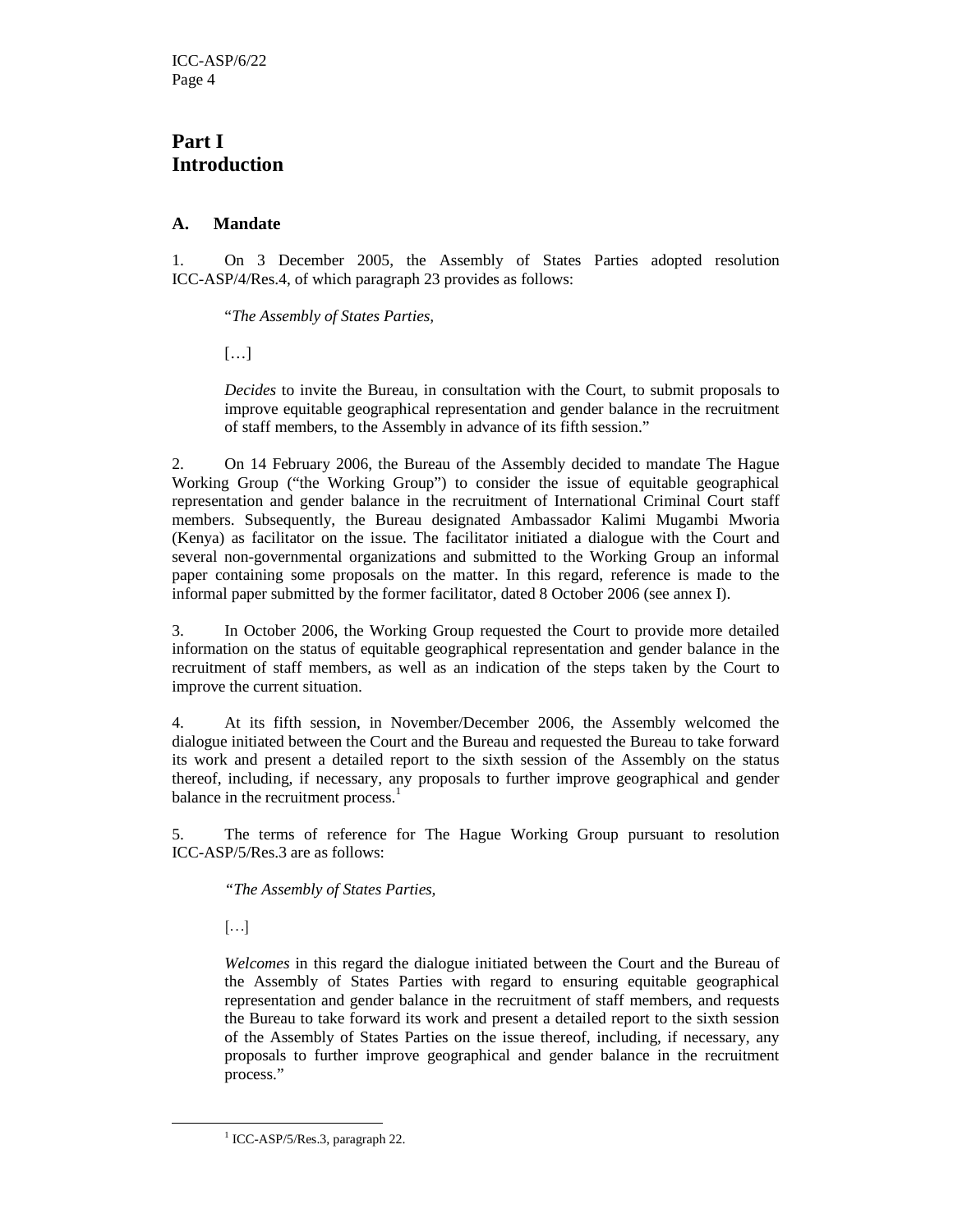# Part I
# Introduction

## A. Mandate

1. On 3 December 2005, the Assembly of States Parties adopted resolution ICC-ASP/4/Res.4, of which paragraph 23 provides as follows:

> "*The Assembly of States Parties,*
>
> […]
>
> *Decides* to invite the Bureau, in consultation with the Court, to submit proposals to improve equitable geographical representation and gender balance in the recruitment of staff members, to the Assembly in advance of its fifth session."

2. On 14 February 2006, the Bureau of the Assembly decided to mandate The Hague Working Group ("the Working Group") to consider the issue of equitable geographical representation and gender balance in the recruitment of International Criminal Court staff members. Subsequently, the Bureau designated Ambassador Kalimi Mugambi Mworia (Kenya) as facilitator on the issue. The facilitator initiated a dialogue with the Court and several non-governmental organizations and submitted to the Working Group an informal paper containing some proposals on the matter. In this regard, reference is made to the informal paper submitted by the former facilitator, dated 8 October 2006 (see annex I).

3. In October 2006, the Working Group requested the Court to provide more detailed information on the status of equitable geographical representation and gender balance in the recruitment of staff members, as well as an indication of the steps taken by the Court to improve the current situation.

4. At its fifth session, in November/December 2006, the Assembly welcomed the dialogue initiated between the Court and the Bureau and requested the Bureau to take forward its work and present a detailed report to the sixth session of the Assembly on the status thereof, including, if necessary, any proposals to further improve geographical and gender balance in the recruitment process.[1]

5. The terms of reference for The Hague Working Group pursuant to resolution ICC-ASP/5/Res.3 are as follows:

> *"The Assembly of States Parties,*
>
> […]
>
> *Welcomes* in this regard the dialogue initiated between the Court and the Bureau of the Assembly of States Parties with regard to ensuring equitable geographical representation and gender balance in the recruitment of staff members, and requests the Bureau to take forward its work and present a detailed report to the sixth session of the Assembly of States Parties on the issue thereof, including, if necessary, any proposals to further improve geographical and gender balance in the recruitment process."

---

[1] ICC-ASP/5/Res.3, paragraph 22.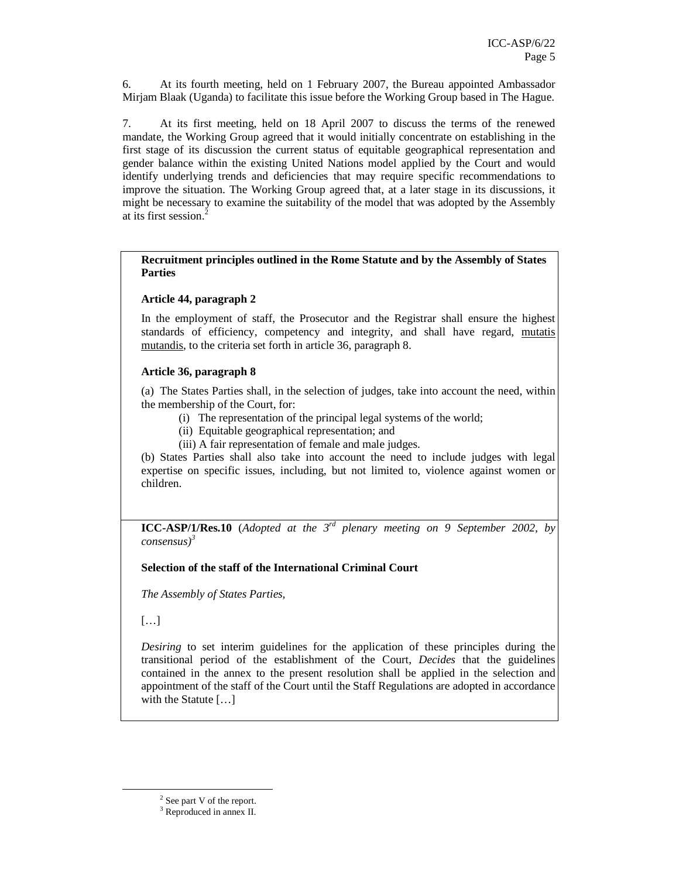6. At its fourth meeting, held on 1 February 2007, the Bureau appointed Ambassador Mirjam Blaak (Uganda) to facilitate this issue before the Working Group based in The Hague.

7. At its first meeting, held on 18 April 2007 to discuss the terms of the renewed mandate, the Working Group agreed that it would initially concentrate on establishing in the first stage of its discussion the current status of equitable geographical representation and gender balance within the existing United Nations model applied by the Court and would identify underlying trends and deficiencies that may require specific recommendations to improve the situation. The Working Group agreed that, at a later stage in its discussions, it might be necessary to examine the suitability of the model that was adopted by the Assembly at its first session.[2]

**Recruitment principles outlined in the Rome Statute and by the Assembly of States Parties**

**Article 44, paragraph 2**

In the employment of staff, the Prosecutor and the Registrar shall ensure the highest standards of efficiency, competency and integrity, and shall have regard, mutatis mutandis, to the criteria set forth in article 36, paragraph 8.

**Article 36, paragraph 8**

(a) The States Parties shall, in the selection of judges, take into account the need, within the membership of the Court, for:

- (i) The representation of the principal legal systems of the world;
- (ii) Equitable geographical representation; and
- (iii) A fair representation of female and male judges.

(b) States Parties shall also take into account the need to include judges with legal expertise on specific issues, including, but not limited to, violence against women or children.

**ICC-ASP/1/Res.10** (*Adopted at the 3rd plenary meeting on 9 September 2002, by consensus*)[3]

**Selection of the staff of the International Criminal Court**

*The Assembly of States Parties,*

[…]

*Desiring* to set interim guidelines for the application of these principles during the transitional period of the establishment of the Court, *Decides* that the guidelines contained in the annex to the present resolution shall be applied in the selection and appointment of the staff of the Court until the Staff Regulations are adopted in accordance with the Statute […]

---

[2] See part V of the report.

[3] Reproduced in annex II.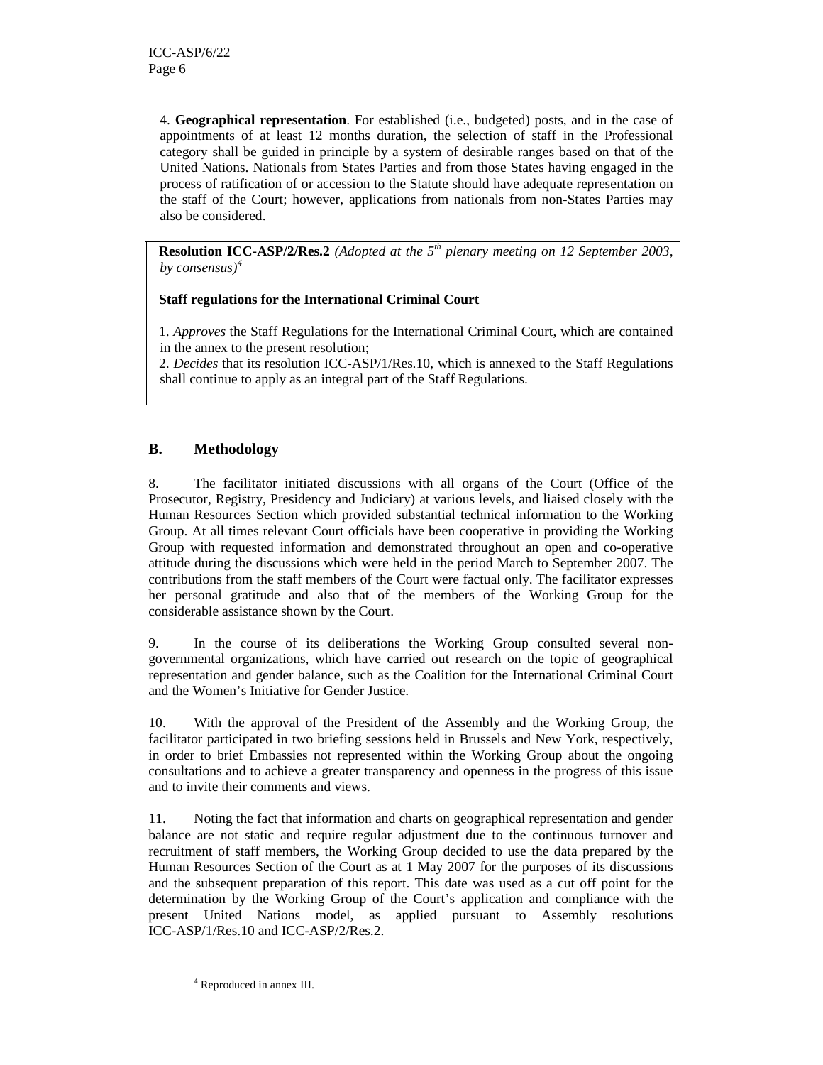4. **Geographical representation**. For established (i.e., budgeted) posts, and in the case of appointments of at least 12 months duration, the selection of staff in the Professional category shall be guided in principle by a system of desirable ranges based on that of the United Nations. Nationals from States Parties and from those States having engaged in the process of ratification of or accession to the Statute should have adequate representation on the staff of the Court; however, applications from nationals from non-States Parties may also be considered.

**Resolution ICC-ASP/2/Res.2** *(Adopted at the 5th plenary meeting on 12 September 2003, by consensus)*[4]

**Staff regulations for the International Criminal Court**

1. *Approves* the Staff Regulations for the International Criminal Court, which are contained in the annex to the present resolution;
2. *Decides* that its resolution ICC-ASP/1/Res.10, which is annexed to the Staff Regulations shall continue to apply as an integral part of the Staff Regulations.

## B. Methodology

8. The facilitator initiated discussions with all organs of the Court (Office of the Prosecutor, Registry, Presidency and Judiciary) at various levels, and liaised closely with the Human Resources Section which provided substantial technical information to the Working Group. At all times relevant Court officials have been cooperative in providing the Working Group with requested information and demonstrated throughout an open and co-operative attitude during the discussions which were held in the period March to September 2007. The contributions from the staff members of the Court were factual only. The facilitator expresses her personal gratitude and also that of the members of the Working Group for the considerable assistance shown by the Court.

9. In the course of its deliberations the Working Group consulted several non-governmental organizations, which have carried out research on the topic of geographical representation and gender balance, such as the Coalition for the International Criminal Court and the Women's Initiative for Gender Justice.

10. With the approval of the President of the Assembly and the Working Group, the facilitator participated in two briefing sessions held in Brussels and New York, respectively, in order to brief Embassies not represented within the Working Group about the ongoing consultations and to achieve a greater transparency and openness in the progress of this issue and to invite their comments and views.

11. Noting the fact that information and charts on geographical representation and gender balance are not static and require regular adjustment due to the continuous turnover and recruitment of staff members, the Working Group decided to use the data prepared by the Human Resources Section of the Court as at 1 May 2007 for the purposes of its discussions and the subsequent preparation of this report. This date was used as a cut off point for the determination by the Working Group of the Court's application and compliance with the present United Nations model, as applied pursuant to Assembly resolutions ICC-ASP/1/Res.10 and ICC-ASP/2/Res.2.

[4] Reproduced in annex III.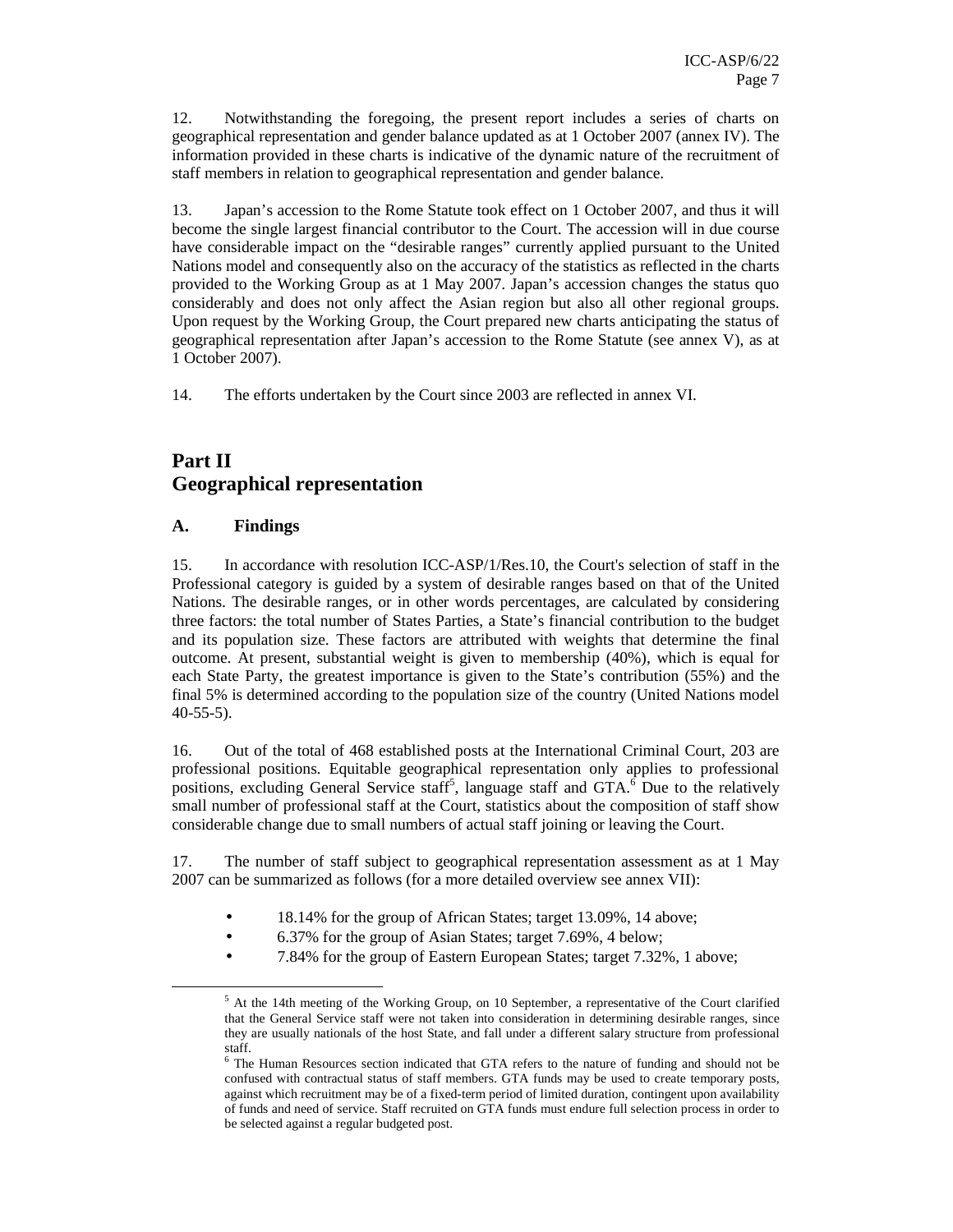12. Notwithstanding the foregoing, the present report includes a series of charts on geographical representation and gender balance updated as at 1 October 2007 (annex IV). The information provided in these charts is indicative of the dynamic nature of the recruitment of staff members in relation to geographical representation and gender balance.

13. Japan's accession to the Rome Statute took effect on 1 October 2007, and thus it will become the single largest financial contributor to the Court. The accession will in due course have considerable impact on the "desirable ranges" currently applied pursuant to the United Nations model and consequently also on the accuracy of the statistics as reflected in the charts provided to the Working Group as at 1 May 2007. Japan's accession changes the status quo considerably and does not only affect the Asian region but also all other regional groups. Upon request by the Working Group, the Court prepared new charts anticipating the status of geographical representation after Japan's accession to the Rome Statute (see annex V), as at 1 October 2007).

14. The efforts undertaken by the Court since 2003 are reflected in annex VI.

# Part II
# Geographical representation

## A. Findings

15. In accordance with resolution ICC-ASP/1/Res.10, the Court's selection of staff in the Professional category is guided by a system of desirable ranges based on that of the United Nations. The desirable ranges, or in other words percentages, are calculated by considering three factors: the total number of States Parties, a State's financial contribution to the budget and its population size. These factors are attributed with weights that determine the final outcome. At present, substantial weight is given to membership (40%), which is equal for each State Party, the greatest importance is given to the State's contribution (55%) and the final 5% is determined according to the population size of the country (United Nations model 40-55-5).

16. Out of the total of 468 established posts at the International Criminal Court, 203 are professional positions. Equitable geographical representation only applies to professional positions, excluding General Service staff[5], language staff and GTA.[6] Due to the relatively small number of professional staff at the Court, statistics about the composition of staff show considerable change due to small numbers of actual staff joining or leaving the Court.

17. The number of staff subject to geographical representation assessment as at 1 May 2007 can be summarized as follows (for a more detailed overview see annex VII):

- 18.14% for the group of African States; target 13.09%, 14 above;
- 6.37% for the group of Asian States; target 7.69%, 4 below;
- 7.84% for the group of Eastern European States; target 7.32%, 1 above;

[5] At the 14th meeting of the Working Group, on 10 September, a representative of the Court clarified that the General Service staff were not taken into consideration in determining desirable ranges, since they are usually nationals of the host State, and fall under a different salary structure from professional staff.

[6] The Human Resources section indicated that GTA refers to the nature of funding and should not be confused with contractual status of staff members. GTA funds may be used to create temporary posts, against which recruitment may be of a fixed-term period of limited duration, contingent upon availability of funds and need of service. Staff recruited on GTA funds must endure full selection process in order to be selected against a regular budgeted post.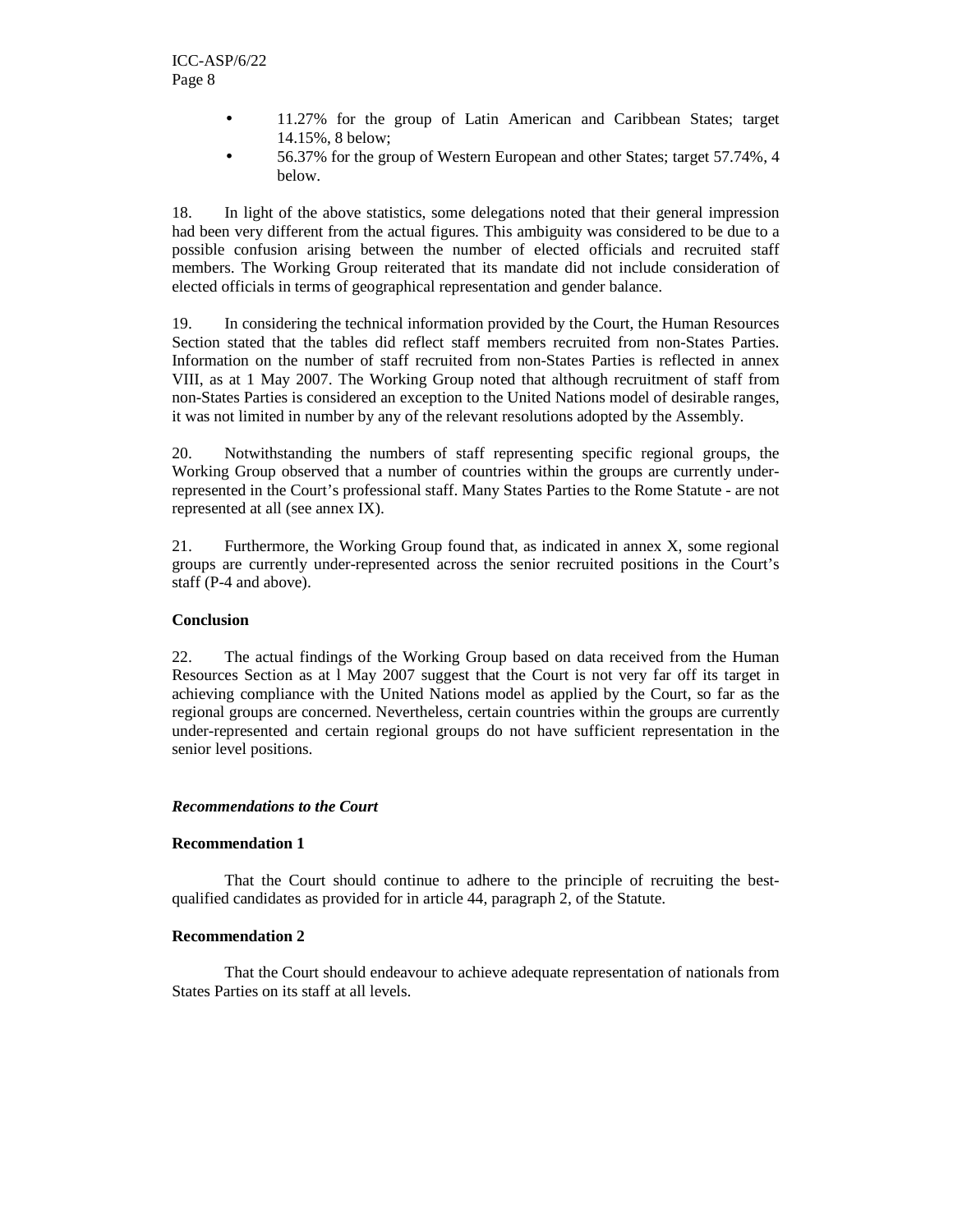- 11.27% for the group of Latin American and Caribbean States; target 14.15%, 8 below;
- 56.37% for the group of Western European and other States; target 57.74%, 4 below.

18. In light of the above statistics, some delegations noted that their general impression had been very different from the actual figures. This ambiguity was considered to be due to a possible confusion arising between the number of elected officials and recruited staff members. The Working Group reiterated that its mandate did not include consideration of elected officials in terms of geographical representation and gender balance.

19. In considering the technical information provided by the Court, the Human Resources Section stated that the tables did reflect staff members recruited from non-States Parties. Information on the number of staff recruited from non-States Parties is reflected in annex VIII, as at 1 May 2007. The Working Group noted that although recruitment of staff from non-States Parties is considered an exception to the United Nations model of desirable ranges, it was not limited in number by any of the relevant resolutions adopted by the Assembly.

20. Notwithstanding the numbers of staff representing specific regional groups, the Working Group observed that a number of countries within the groups are currently under-represented in the Court's professional staff. Many States Parties to the Rome Statute - are not represented at all (see annex IX).

21. Furthermore, the Working Group found that, as indicated in annex X, some regional groups are currently under-represented across the senior recruited positions in the Court's staff (P-4 and above).

**Conclusion**

22. The actual findings of the Working Group based on data received from the Human Resources Section as at l May 2007 suggest that the Court is not very far off its target in achieving compliance with the United Nations model as applied by the Court, so far as the regional groups are concerned. Nevertheless, certain countries within the groups are currently under-represented and certain regional groups do not have sufficient representation in the senior level positions.

***Recommendations to the Court***

**Recommendation 1**

That the Court should continue to adhere to the principle of recruiting the best-qualified candidates as provided for in article 44, paragraph 2, of the Statute.

**Recommendation 2**

That the Court should endeavour to achieve adequate representation of nationals from States Parties on its staff at all levels.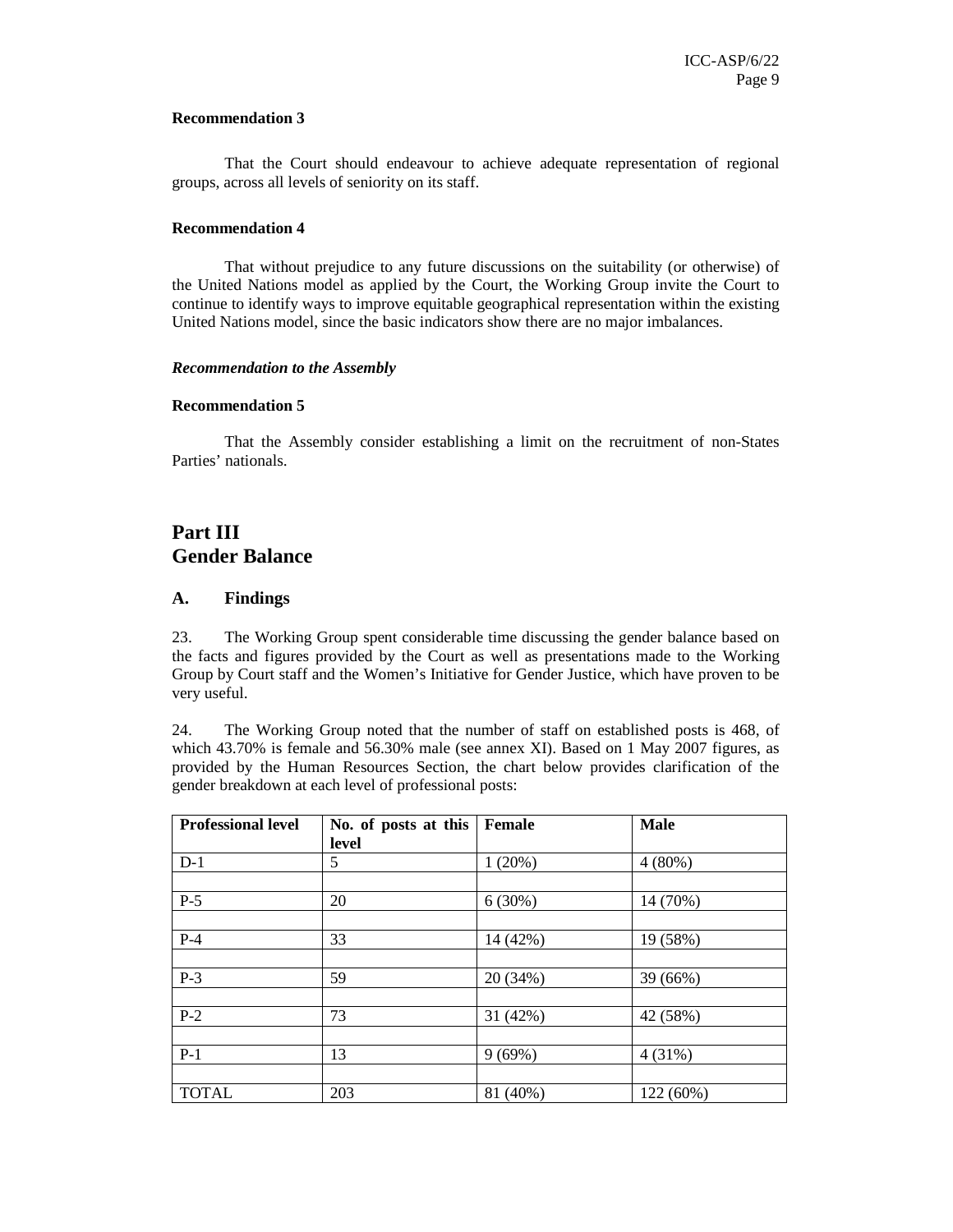**Recommendation 3**

That the Court should endeavour to achieve adequate representation of regional groups, across all levels of seniority on its staff.

**Recommendation 4**

That without prejudice to any future discussions on the suitability (or otherwise) of the United Nations model as applied by the Court, the Working Group invite the Court to continue to identify ways to improve equitable geographical representation within the existing United Nations model, since the basic indicators show there are no major imbalances.

***Recommendation to the Assembly***

**Recommendation 5**

That the Assembly consider establishing a limit on the recruitment of non-States Parties' nationals.

# Part III
# Gender Balance

## A. Findings

23. The Working Group spent considerable time discussing the gender balance based on the facts and figures provided by the Court as well as presentations made to the Working Group by Court staff and the Women's Initiative for Gender Justice, which have proven to be very useful.

24. The Working Group noted that the number of staff on established posts is 468, of which 43.70% is female and 56.30% male (see annex XI). Based on 1 May 2007 figures, as provided by the Human Resources Section, the chart below provides clarification of the gender breakdown at each level of professional posts:

| Professional level | No. of posts at this level | Female | Male |
|---|---|---|---|
| D-1 | 5 | 1 (20%) | 4 (80%) |
| | | | |
| P-5 | 20 | 6 (30%) | 14 (70%) |
| | | | |
| P-4 | 33 | 14 (42%) | 19 (58%) |
| | | | |
| P-3 | 59 | 20 (34%) | 39 (66%) |
| | | | |
| P-2 | 73 | 31 (42%) | 42 (58%) |
| | | | |
| P-1 | 13 | 9 (69%) | 4 (31%) |
| | | | |
| TOTAL | 203 | 81 (40%) | 122 (60%) |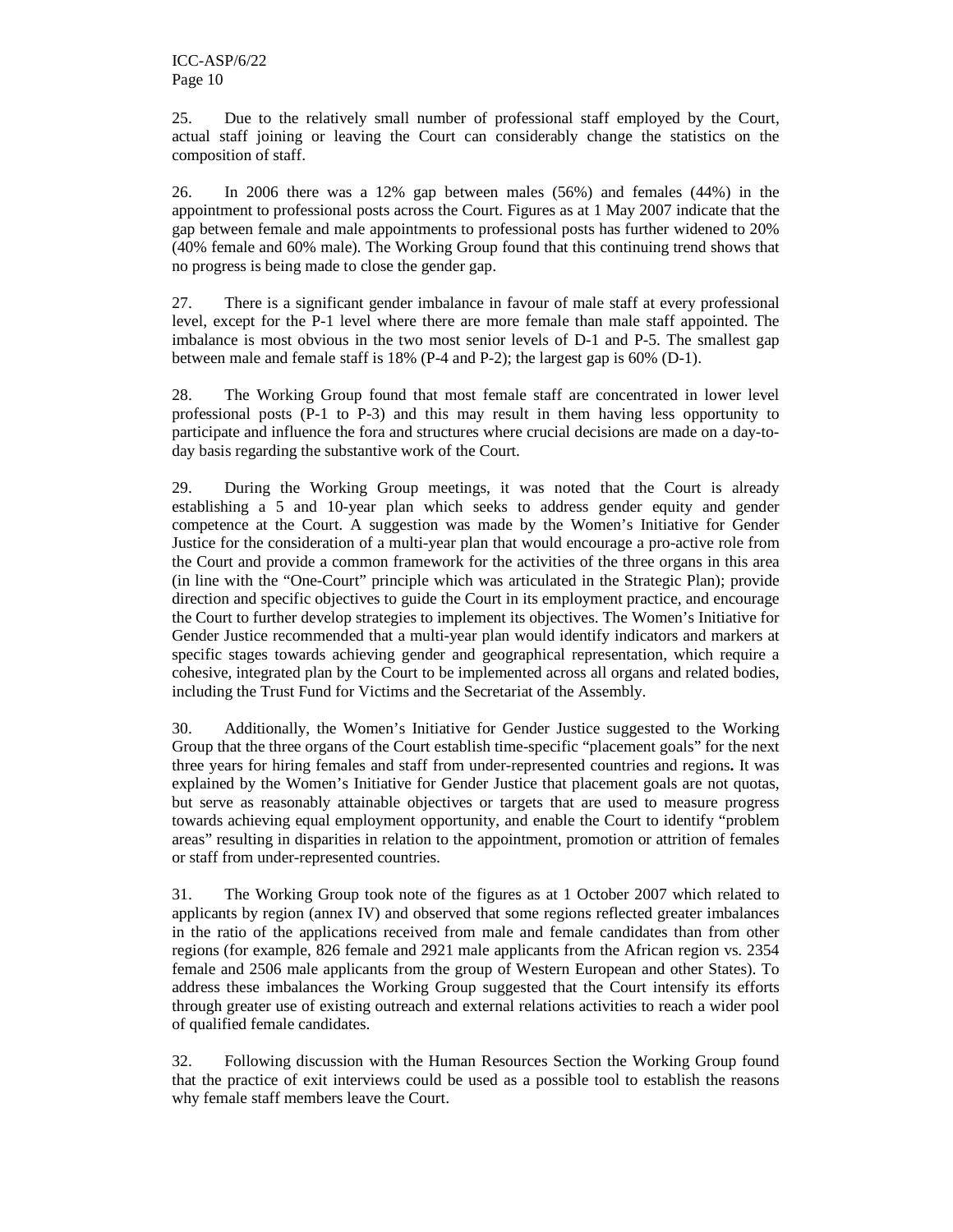25. Due to the relatively small number of professional staff employed by the Court, actual staff joining or leaving the Court can considerably change the statistics on the composition of staff.

26. In 2006 there was a 12% gap between males (56%) and females (44%) in the appointment to professional posts across the Court. Figures as at 1 May 2007 indicate that the gap between female and male appointments to professional posts has further widened to 20% (40% female and 60% male). The Working Group found that this continuing trend shows that no progress is being made to close the gender gap.

27. There is a significant gender imbalance in favour of male staff at every professional level, except for the P-1 level where there are more female than male staff appointed. The imbalance is most obvious in the two most senior levels of D-1 and P-5. The smallest gap between male and female staff is 18% (P-4 and P-2); the largest gap is 60% (D-1).

28. The Working Group found that most female staff are concentrated in lower level professional posts (P-1 to P-3) and this may result in them having less opportunity to participate and influence the fora and structures where crucial decisions are made on a day-to-day basis regarding the substantive work of the Court.

29. During the Working Group meetings, it was noted that the Court is already establishing a 5 and 10-year plan which seeks to address gender equity and gender competence at the Court. A suggestion was made by the Women's Initiative for Gender Justice for the consideration of a multi-year plan that would encourage a pro-active role from the Court and provide a common framework for the activities of the three organs in this area (in line with the "One-Court" principle which was articulated in the Strategic Plan); provide direction and specific objectives to guide the Court in its employment practice, and encourage the Court to further develop strategies to implement its objectives. The Women's Initiative for Gender Justice recommended that a multi-year plan would identify indicators and markers at specific stages towards achieving gender and geographical representation, which require a cohesive, integrated plan by the Court to be implemented across all organs and related bodies, including the Trust Fund for Victims and the Secretariat of the Assembly.

30. Additionally, the Women's Initiative for Gender Justice suggested to the Working Group that the three organs of the Court establish time-specific "placement goals" for the next three years for hiring females and staff from under-represented countries and regions**.** It was explained by the Women's Initiative for Gender Justice that placement goals are not quotas, but serve as reasonably attainable objectives or targets that are used to measure progress towards achieving equal employment opportunity, and enable the Court to identify "problem areas" resulting in disparities in relation to the appointment, promotion or attrition of females or staff from under-represented countries.

31. The Working Group took note of the figures as at 1 October 2007 which related to applicants by region (annex IV) and observed that some regions reflected greater imbalances in the ratio of the applications received from male and female candidates than from other regions (for example, 826 female and 2921 male applicants from the African region vs. 2354 female and 2506 male applicants from the group of Western European and other States). To address these imbalances the Working Group suggested that the Court intensify its efforts through greater use of existing outreach and external relations activities to reach a wider pool of qualified female candidates.

32. Following discussion with the Human Resources Section the Working Group found that the practice of exit interviews could be used as a possible tool to establish the reasons why female staff members leave the Court.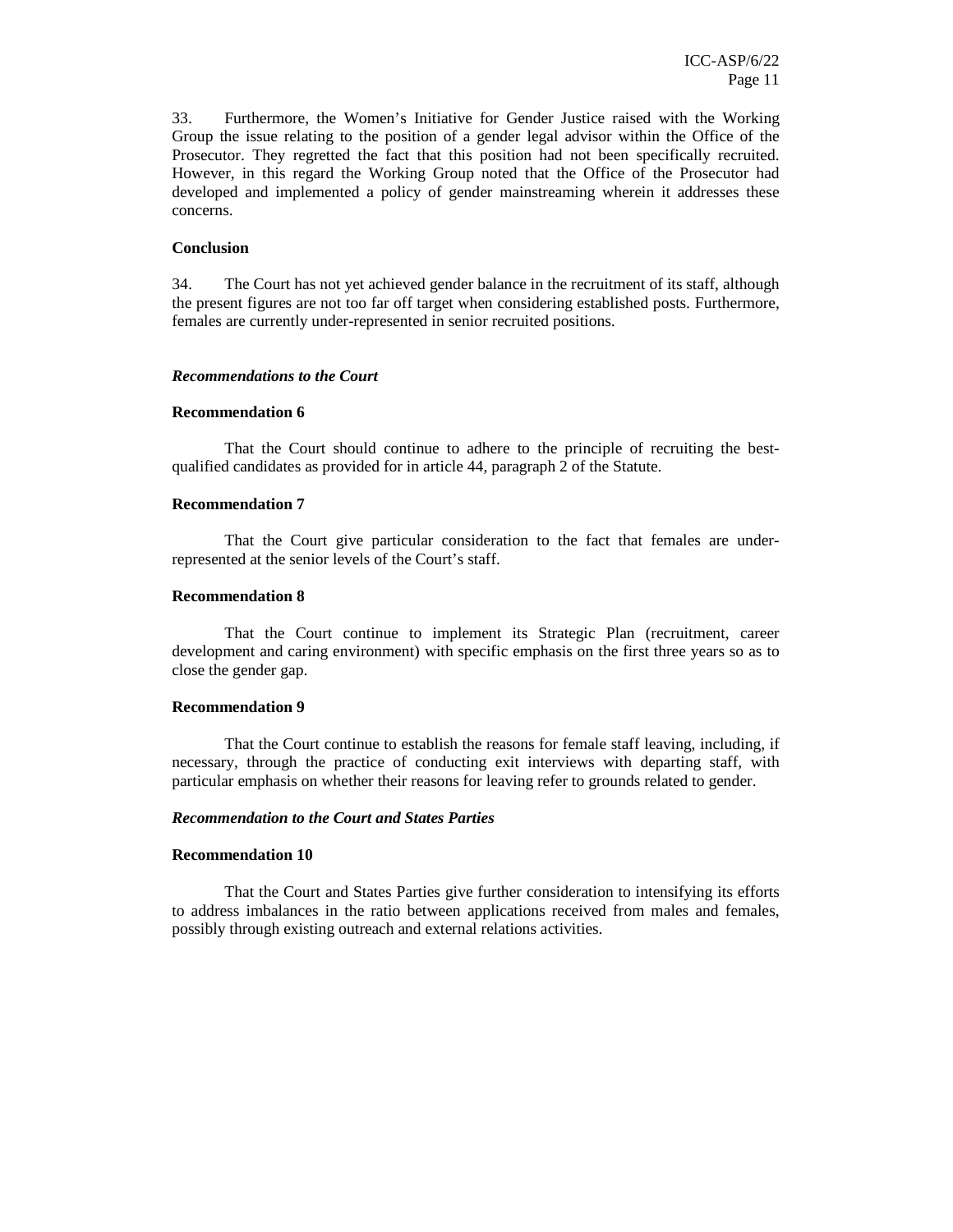33. Furthermore, the Women's Initiative for Gender Justice raised with the Working Group the issue relating to the position of a gender legal advisor within the Office of the Prosecutor. They regretted the fact that this position had not been specifically recruited. However, in this regard the Working Group noted that the Office of the Prosecutor had developed and implemented a policy of gender mainstreaming wherein it addresses these concerns.

**Conclusion**

34. The Court has not yet achieved gender balance in the recruitment of its staff, although the present figures are not too far off target when considering established posts. Furthermore, females are currently under-represented in senior recruited positions.

***Recommendations to the Court***

**Recommendation 6**

That the Court should continue to adhere to the principle of recruiting the best-qualified candidates as provided for in article 44, paragraph 2 of the Statute.

**Recommendation 7**

That the Court give particular consideration to the fact that females are under-represented at the senior levels of the Court's staff.

**Recommendation 8**

That the Court continue to implement its Strategic Plan (recruitment, career development and caring environment) with specific emphasis on the first three years so as to close the gender gap.

**Recommendation 9**

That the Court continue to establish the reasons for female staff leaving, including, if necessary, through the practice of conducting exit interviews with departing staff, with particular emphasis on whether their reasons for leaving refer to grounds related to gender.

***Recommendation to the Court and States Parties***

**Recommendation 10**

That the Court and States Parties give further consideration to intensifying its efforts to address imbalances in the ratio between applications received from males and females, possibly through existing outreach and external relations activities.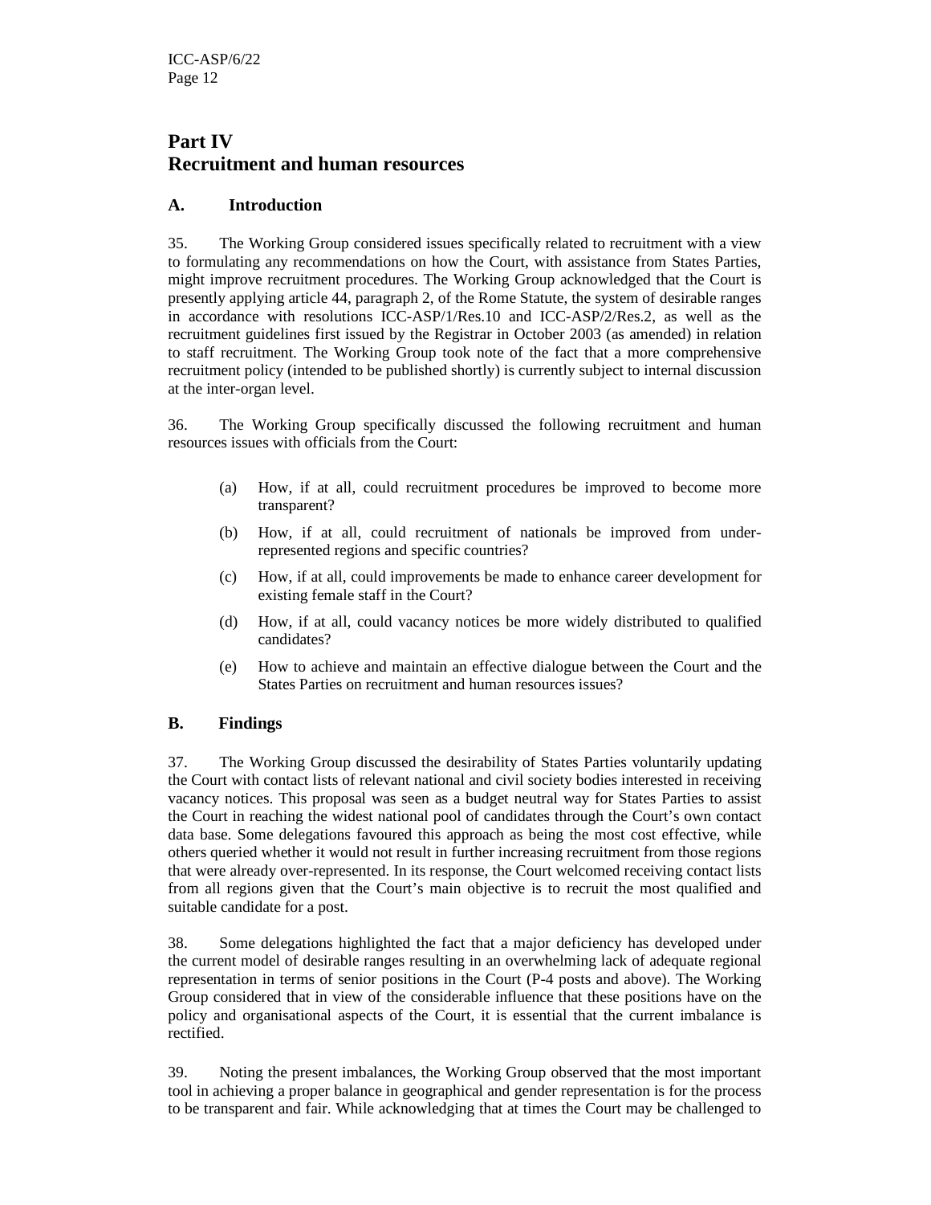# Part IV
# Recruitment and human resources

## A. Introduction

35. The Working Group considered issues specifically related to recruitment with a view to formulating any recommendations on how the Court, with assistance from States Parties, might improve recruitment procedures. The Working Group acknowledged that the Court is presently applying article 44, paragraph 2, of the Rome Statute, the system of desirable ranges in accordance with resolutions ICC-ASP/1/Res.10 and ICC-ASP/2/Res.2, as well as the recruitment guidelines first issued by the Registrar in October 2003 (as amended) in relation to staff recruitment. The Working Group took note of the fact that a more comprehensive recruitment policy (intended to be published shortly) is currently subject to internal discussion at the inter-organ level.

36. The Working Group specifically discussed the following recruitment and human resources issues with officials from the Court:

(a) How, if at all, could recruitment procedures be improved to become more transparent?

(b) How, if at all, could recruitment of nationals be improved from under-represented regions and specific countries?

(c) How, if at all, could improvements be made to enhance career development for existing female staff in the Court?

(d) How, if at all, could vacancy notices be more widely distributed to qualified candidates?

(e) How to achieve and maintain an effective dialogue between the Court and the States Parties on recruitment and human resources issues?

## B. Findings

37. The Working Group discussed the desirability of States Parties voluntarily updating the Court with contact lists of relevant national and civil society bodies interested in receiving vacancy notices. This proposal was seen as a budget neutral way for States Parties to assist the Court in reaching the widest national pool of candidates through the Court's own contact data base. Some delegations favoured this approach as being the most cost effective, while others queried whether it would not result in further increasing recruitment from those regions that were already over-represented. In its response, the Court welcomed receiving contact lists from all regions given that the Court's main objective is to recruit the most qualified and suitable candidate for a post.

38. Some delegations highlighted the fact that a major deficiency has developed under the current model of desirable ranges resulting in an overwhelming lack of adequate regional representation in terms of senior positions in the Court (P-4 posts and above). The Working Group considered that in view of the considerable influence that these positions have on the policy and organisational aspects of the Court, it is essential that the current imbalance is rectified.

39. Noting the present imbalances, the Working Group observed that the most important tool in achieving a proper balance in geographical and gender representation is for the process to be transparent and fair. While acknowledging that at times the Court may be challenged to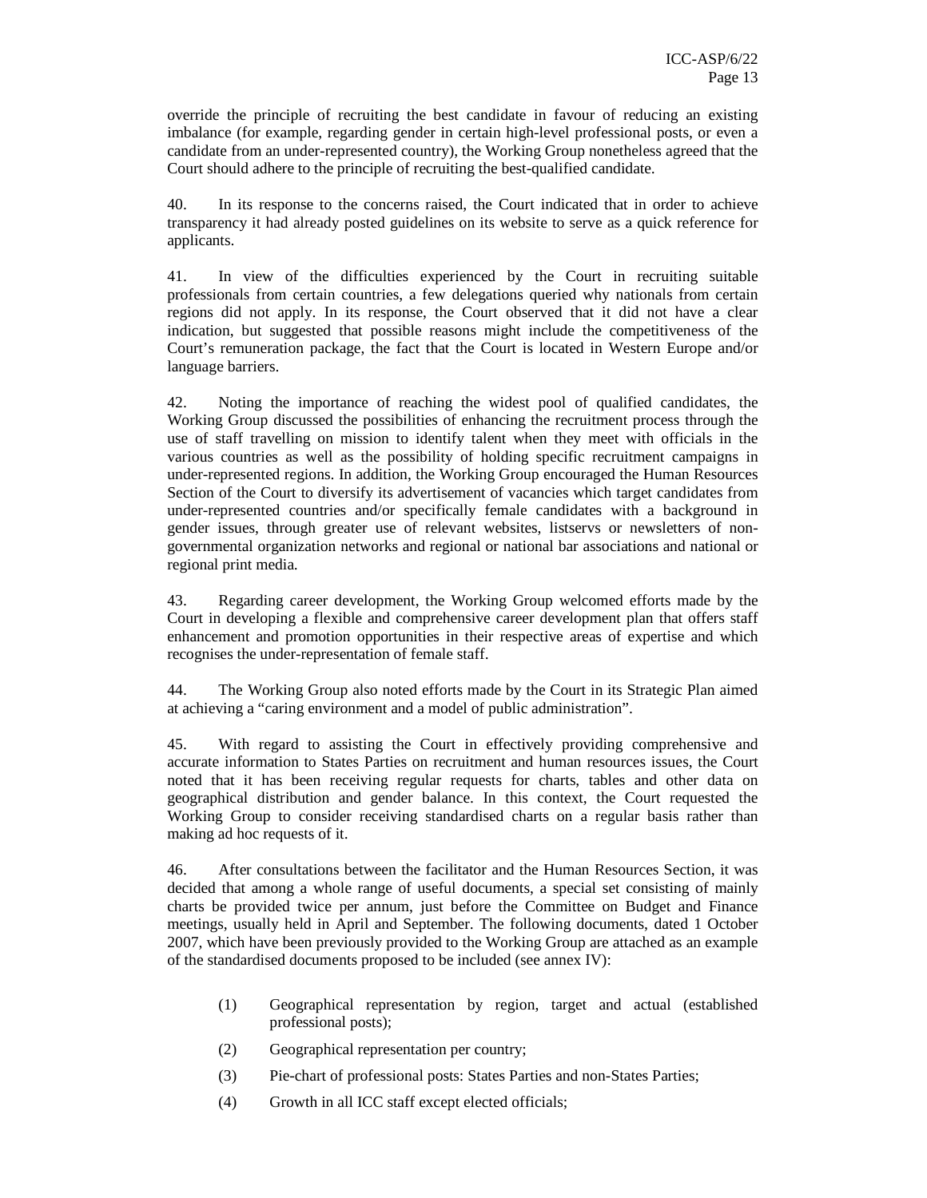override the principle of recruiting the best candidate in favour of reducing an existing imbalance (for example, regarding gender in certain high-level professional posts, or even a candidate from an under-represented country), the Working Group nonetheless agreed that the Court should adhere to the principle of recruiting the best-qualified candidate.

40. In its response to the concerns raised, the Court indicated that in order to achieve transparency it had already posted guidelines on its website to serve as a quick reference for applicants.

41. In view of the difficulties experienced by the Court in recruiting suitable professionals from certain countries, a few delegations queried why nationals from certain regions did not apply. In its response, the Court observed that it did not have a clear indication, but suggested that possible reasons might include the competitiveness of the Court's remuneration package, the fact that the Court is located in Western Europe and/or language barriers.

42. Noting the importance of reaching the widest pool of qualified candidates, the Working Group discussed the possibilities of enhancing the recruitment process through the use of staff travelling on mission to identify talent when they meet with officials in the various countries as well as the possibility of holding specific recruitment campaigns in under-represented regions. In addition, the Working Group encouraged the Human Resources Section of the Court to diversify its advertisement of vacancies which target candidates from under-represented countries and/or specifically female candidates with a background in gender issues, through greater use of relevant websites, listservs or newsletters of non-governmental organization networks and regional or national bar associations and national or regional print media.

43. Regarding career development, the Working Group welcomed efforts made by the Court in developing a flexible and comprehensive career development plan that offers staff enhancement and promotion opportunities in their respective areas of expertise and which recognises the under-representation of female staff.

44. The Working Group also noted efforts made by the Court in its Strategic Plan aimed at achieving a "caring environment and a model of public administration".

45. With regard to assisting the Court in effectively providing comprehensive and accurate information to States Parties on recruitment and human resources issues, the Court noted that it has been receiving regular requests for charts, tables and other data on geographical distribution and gender balance. In this context, the Court requested the Working Group to consider receiving standardised charts on a regular basis rather than making ad hoc requests of it.

46. After consultations between the facilitator and the Human Resources Section, it was decided that among a whole range of useful documents, a special set consisting of mainly charts be provided twice per annum, just before the Committee on Budget and Finance meetings, usually held in April and September. The following documents, dated 1 October 2007, which have been previously provided to the Working Group are attached as an example of the standardised documents proposed to be included (see annex IV):

(1) Geographical representation by region, target and actual (established professional posts);

(2) Geographical representation per country;

(3) Pie-chart of professional posts: States Parties and non-States Parties;

(4) Growth in all ICC staff except elected officials;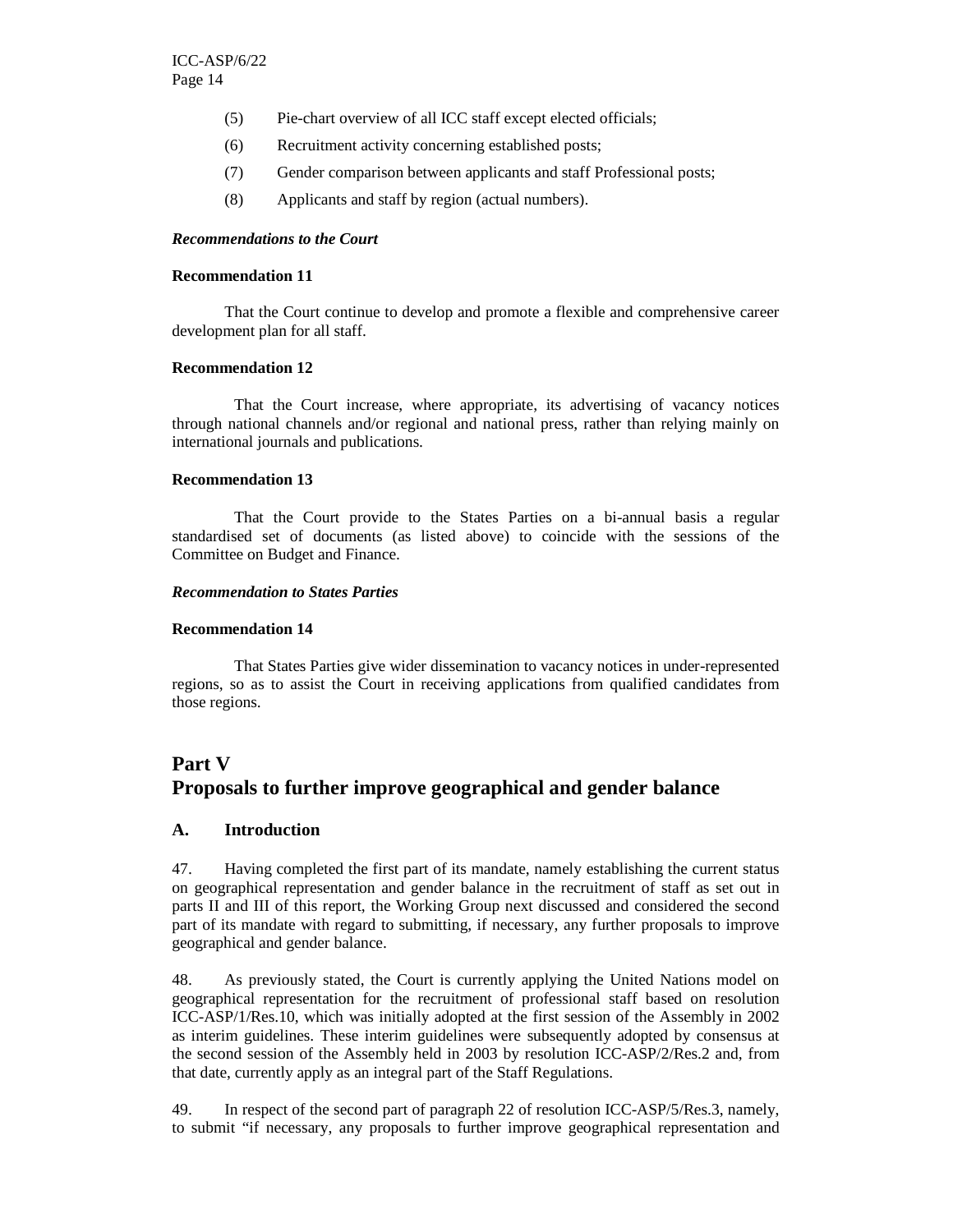(5) Pie-chart overview of all ICC staff except elected officials;

(6) Recruitment activity concerning established posts;

(7) Gender comparison between applicants and staff Professional posts;

(8) Applicants and staff by region (actual numbers).

***Recommendations to the Court***

**Recommendation 11**

That the Court continue to develop and promote a flexible and comprehensive career development plan for all staff.

**Recommendation 12**

That the Court increase, where appropriate, its advertising of vacancy notices through national channels and/or regional and national press, rather than relying mainly on international journals and publications.

**Recommendation 13**

That the Court provide to the States Parties on a bi-annual basis a regular standardised set of documents (as listed above) to coincide with the sessions of the Committee on Budget and Finance.

***Recommendation to States Parties***

**Recommendation 14**

That States Parties give wider dissemination to vacancy notices in under-represented regions, so as to assist the Court in receiving applications from qualified candidates from those regions.

# Part V
# Proposals to further improve geographical and gender balance

## A. Introduction

47. Having completed the first part of its mandate, namely establishing the current status on geographical representation and gender balance in the recruitment of staff as set out in parts II and III of this report, the Working Group next discussed and considered the second part of its mandate with regard to submitting, if necessary, any further proposals to improve geographical and gender balance.

48. As previously stated, the Court is currently applying the United Nations model on geographical representation for the recruitment of professional staff based on resolution ICC-ASP/1/Res.10, which was initially adopted at the first session of the Assembly in 2002 as interim guidelines. These interim guidelines were subsequently adopted by consensus at the second session of the Assembly held in 2003 by resolution ICC-ASP/2/Res.2 and, from that date, currently apply as an integral part of the Staff Regulations.

49. In respect of the second part of paragraph 22 of resolution ICC-ASP/5/Res.3, namely, to submit "if necessary, any proposals to further improve geographical representation and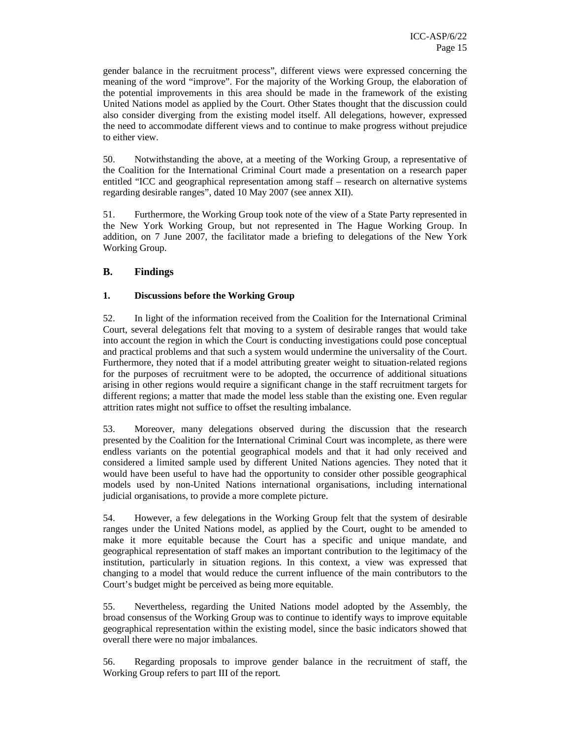gender balance in the recruitment process", different views were expressed concerning the meaning of the word "improve". For the majority of the Working Group, the elaboration of the potential improvements in this area should be made in the framework of the existing United Nations model as applied by the Court. Other States thought that the discussion could also consider diverging from the existing model itself. All delegations, however, expressed the need to accommodate different views and to continue to make progress without prejudice to either view.

50. Notwithstanding the above, at a meeting of the Working Group, a representative of the Coalition for the International Criminal Court made a presentation on a research paper entitled "ICC and geographical representation among staff – research on alternative systems regarding desirable ranges", dated 10 May 2007 (see annex XII).

51. Furthermore, the Working Group took note of the view of a State Party represented in the New York Working Group, but not represented in The Hague Working Group. In addition, on 7 June 2007, the facilitator made a briefing to delegations of the New York Working Group.

## B. Findings

### 1. Discussions before the Working Group

52. In light of the information received from the Coalition for the International Criminal Court, several delegations felt that moving to a system of desirable ranges that would take into account the region in which the Court is conducting investigations could pose conceptual and practical problems and that such a system would undermine the universality of the Court. Furthermore, they noted that if a model attributing greater weight to situation-related regions for the purposes of recruitment were to be adopted, the occurrence of additional situations arising in other regions would require a significant change in the staff recruitment targets for different regions; a matter that made the model less stable than the existing one. Even regular attrition rates might not suffice to offset the resulting imbalance.

53. Moreover, many delegations observed during the discussion that the research presented by the Coalition for the International Criminal Court was incomplete, as there were endless variants on the potential geographical models and that it had only received and considered a limited sample used by different United Nations agencies. They noted that it would have been useful to have had the opportunity to consider other possible geographical models used by non-United Nations international organisations, including international judicial organisations, to provide a more complete picture.

54. However, a few delegations in the Working Group felt that the system of desirable ranges under the United Nations model, as applied by the Court, ought to be amended to make it more equitable because the Court has a specific and unique mandate, and geographical representation of staff makes an important contribution to the legitimacy of the institution, particularly in situation regions. In this context, a view was expressed that changing to a model that would reduce the current influence of the main contributors to the Court's budget might be perceived as being more equitable.

55. Nevertheless, regarding the United Nations model adopted by the Assembly, the broad consensus of the Working Group was to continue to identify ways to improve equitable geographical representation within the existing model, since the basic indicators showed that overall there were no major imbalances.

56. Regarding proposals to improve gender balance in the recruitment of staff, the Working Group refers to part III of the report.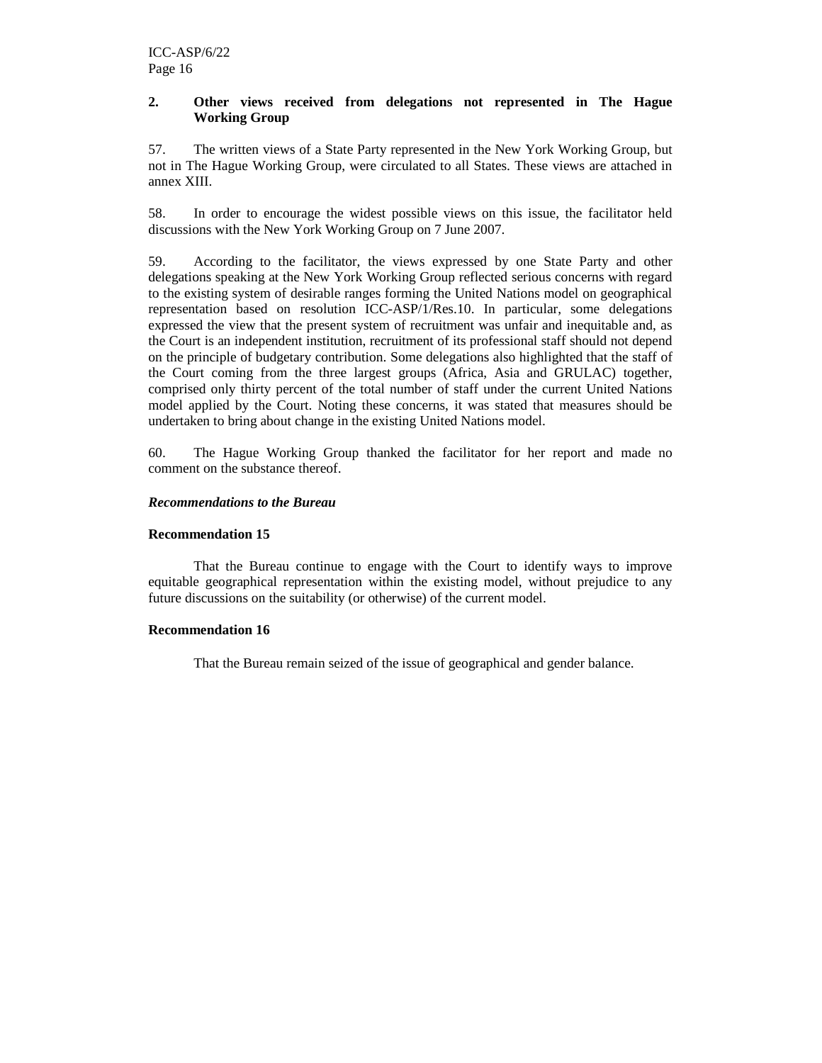### 2. Other views received from delegations not represented in The Hague Working Group

57. The written views of a State Party represented in the New York Working Group, but not in The Hague Working Group, were circulated to all States. These views are attached in annex XIII.

58. In order to encourage the widest possible views on this issue, the facilitator held discussions with the New York Working Group on 7 June 2007.

59. According to the facilitator, the views expressed by one State Party and other delegations speaking at the New York Working Group reflected serious concerns with regard to the existing system of desirable ranges forming the United Nations model on geographical representation based on resolution ICC-ASP/1/Res.10. In particular, some delegations expressed the view that the present system of recruitment was unfair and inequitable and, as the Court is an independent institution, recruitment of its professional staff should not depend on the principle of budgetary contribution. Some delegations also highlighted that the staff of the Court coming from the three largest groups (Africa, Asia and GRULAC) together, comprised only thirty percent of the total number of staff under the current United Nations model applied by the Court. Noting these concerns, it was stated that measures should be undertaken to bring about change in the existing United Nations model.

60. The Hague Working Group thanked the facilitator for her report and made no comment on the substance thereof.

***Recommendations to the Bureau***

**Recommendation 15**

That the Bureau continue to engage with the Court to identify ways to improve equitable geographical representation within the existing model, without prejudice to any future discussions on the suitability (or otherwise) of the current model.

**Recommendation 16**

That the Bureau remain seized of the issue of geographical and gender balance.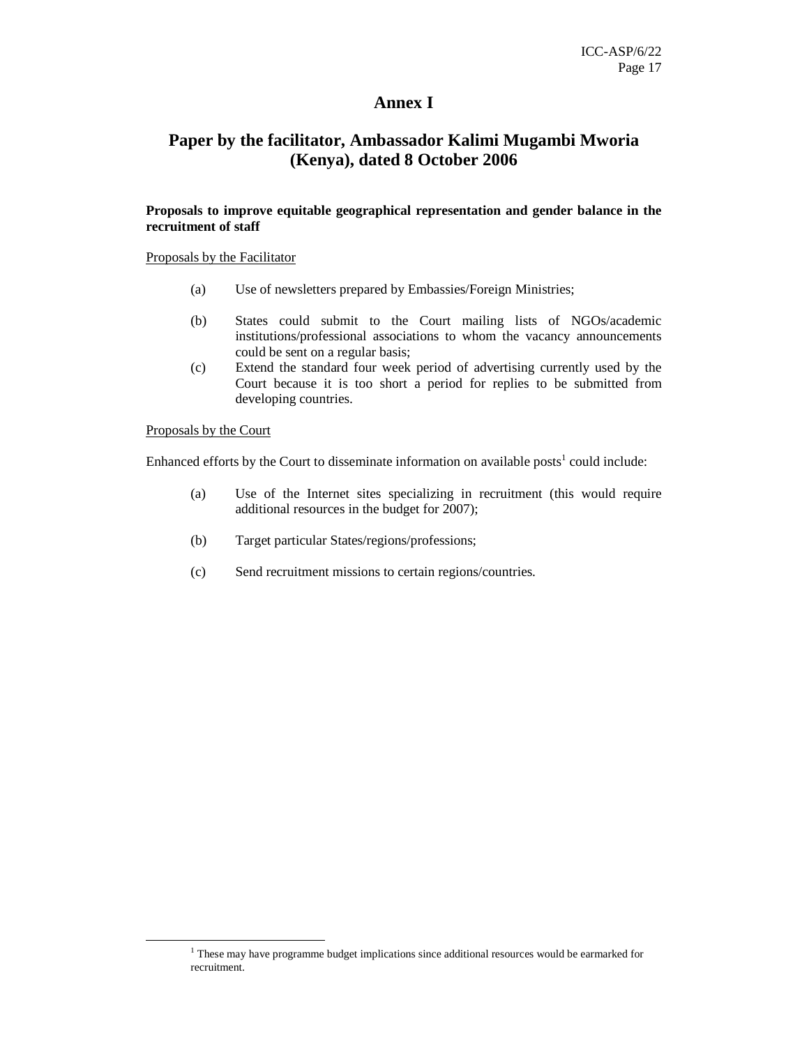# Annex I

## Paper by the facilitator, Ambassador Kalimi Mugambi Mworia (Kenya), dated 8 October 2006

**Proposals to improve equitable geographical representation and gender balance in the recruitment of staff**

Proposals by the Facilitator

(a) Use of newsletters prepared by Embassies/Foreign Ministries;

(b) States could submit to the Court mailing lists of NGOs/academic institutions/professional associations to whom the vacancy announcements could be sent on a regular basis;

(c) Extend the standard four week period of advertising currently used by the Court because it is too short a period for replies to be submitted from developing countries.

Proposals by the Court

Enhanced efforts by the Court to disseminate information on available posts[1] could include:

(a) Use of the Internet sites specializing in recruitment (this would require additional resources in the budget for 2007);

(b) Target particular States/regions/professions;

(c) Send recruitment missions to certain regions/countries.

[1] These may have programme budget implications since additional resources would be earmarked for recruitment.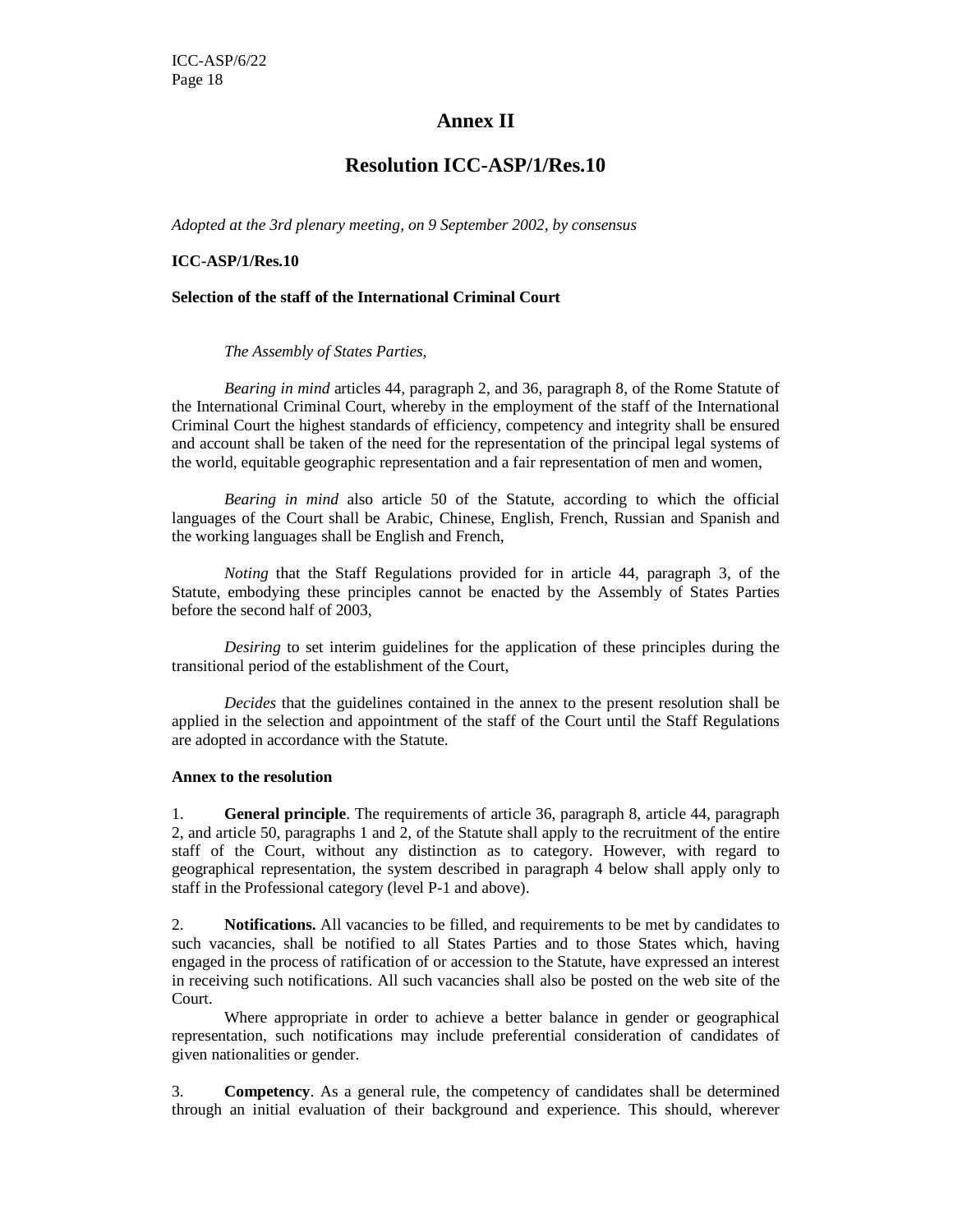# Annex II

## Resolution ICC-ASP/1/Res.10

*Adopted at the 3rd plenary meeting, on 9 September 2002, by consensus*

**ICC-ASP/1/Res.10**

**Selection of the staff of the International Criminal Court**

*The Assembly of States Parties,*

*Bearing in mind* articles 44, paragraph 2, and 36, paragraph 8, of the Rome Statute of the International Criminal Court, whereby in the employment of the staff of the International Criminal Court the highest standards of efficiency, competency and integrity shall be ensured and account shall be taken of the need for the representation of the principal legal systems of the world, equitable geographic representation and a fair representation of men and women,

*Bearing in mind* also article 50 of the Statute, according to which the official languages of the Court shall be Arabic, Chinese, English, French, Russian and Spanish and the working languages shall be English and French,

*Noting* that the Staff Regulations provided for in article 44, paragraph 3, of the Statute, embodying these principles cannot be enacted by the Assembly of States Parties before the second half of 2003,

*Desiring* to set interim guidelines for the application of these principles during the transitional period of the establishment of the Court,

*Decides* that the guidelines contained in the annex to the present resolution shall be applied in the selection and appointment of the staff of the Court until the Staff Regulations are adopted in accordance with the Statute.

**Annex to the resolution**

1. **General principle**. The requirements of article 36, paragraph 8, article 44, paragraph 2, and article 50, paragraphs 1 and 2, of the Statute shall apply to the recruitment of the entire staff of the Court, without any distinction as to category. However, with regard to geographical representation, the system described in paragraph 4 below shall apply only to staff in the Professional category (level P-1 and above).

2. **Notifications.** All vacancies to be filled, and requirements to be met by candidates to such vacancies, shall be notified to all States Parties and to those States which, having engaged in the process of ratification of or accession to the Statute, have expressed an interest in receiving such notifications. All such vacancies shall also be posted on the web site of the Court.

Where appropriate in order to achieve a better balance in gender or geographical representation, such notifications may include preferential consideration of candidates of given nationalities or gender.

3. **Competency**. As a general rule, the competency of candidates shall be determined through an initial evaluation of their background and experience. This should, wherever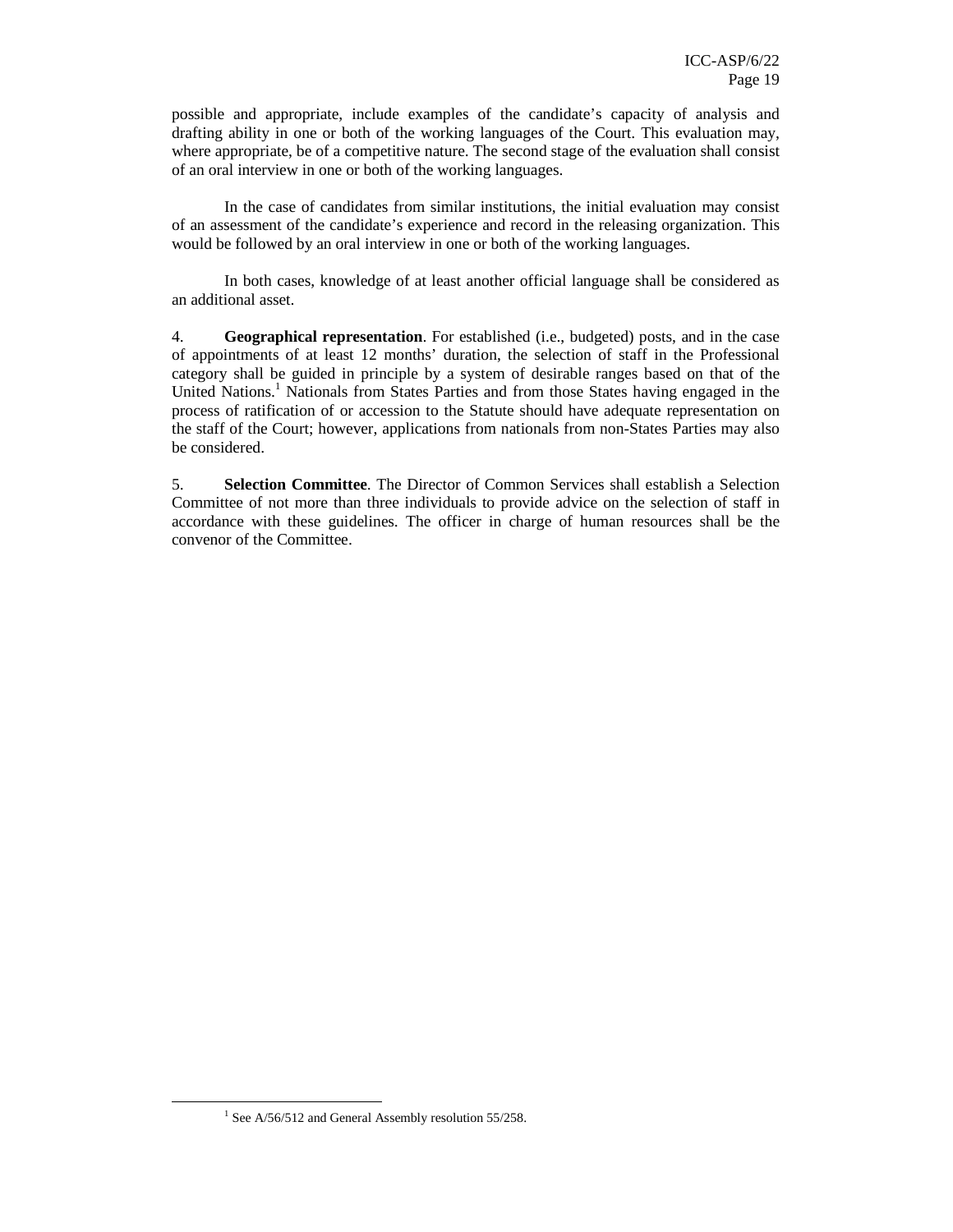possible and appropriate, include examples of the candidate's capacity of analysis and drafting ability in one or both of the working languages of the Court. This evaluation may, where appropriate, be of a competitive nature. The second stage of the evaluation shall consist of an oral interview in one or both of the working languages.

In the case of candidates from similar institutions, the initial evaluation may consist of an assessment of the candidate's experience and record in the releasing organization. This would be followed by an oral interview in one or both of the working languages.

In both cases, knowledge of at least another official language shall be considered as an additional asset.

4. **Geographical representation**. For established (i.e., budgeted) posts, and in the case of appointments of at least 12 months' duration, the selection of staff in the Professional category shall be guided in principle by a system of desirable ranges based on that of the United Nations.[1] Nationals from States Parties and from those States having engaged in the process of ratification of or accession to the Statute should have adequate representation on the staff of the Court; however, applications from nationals from non-States Parties may also be considered.

5. **Selection Committee**. The Director of Common Services shall establish a Selection Committee of not more than three individuals to provide advice on the selection of staff in accordance with these guidelines. The officer in charge of human resources shall be the convenor of the Committee.

---

[1] See A/56/512 and General Assembly resolution 55/258.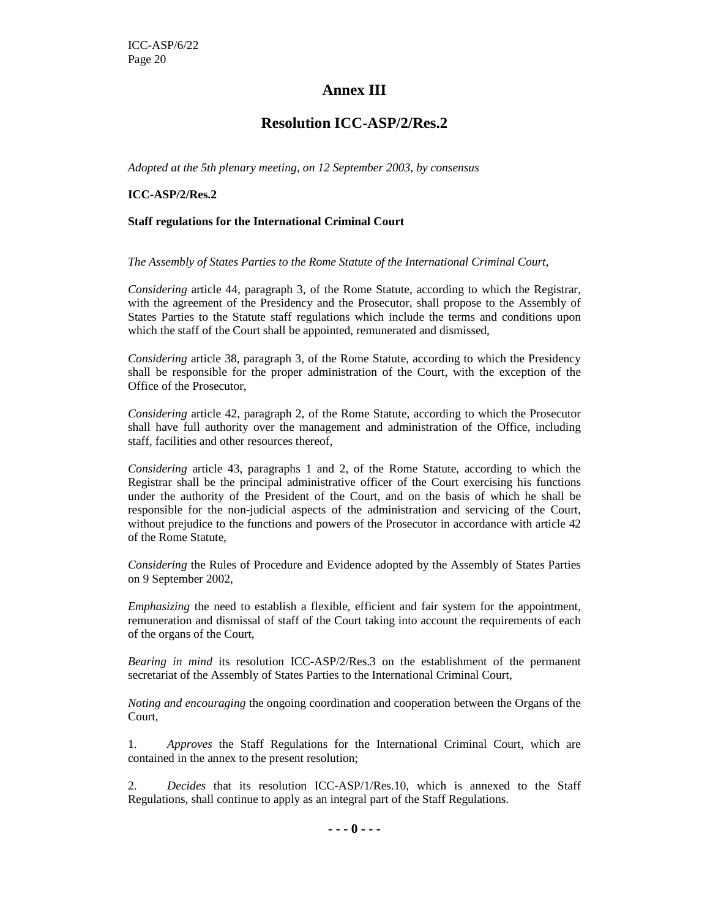# Annex III

## Resolution ICC-ASP/2/Res.2

*Adopted at the 5th plenary meeting, on 12 September 2003, by consensus*

**ICC-ASP/2/Res.2**

**Staff regulations for the International Criminal Court**

*The Assembly of States Parties to the Rome Statute of the International Criminal Court,*

*Considering* article 44, paragraph 3, of the Rome Statute, according to which the Registrar, with the agreement of the Presidency and the Prosecutor, shall propose to the Assembly of States Parties to the Statute staff regulations which include the terms and conditions upon which the staff of the Court shall be appointed, remunerated and dismissed,

*Considering* article 38, paragraph 3, of the Rome Statute, according to which the Presidency shall be responsible for the proper administration of the Court, with the exception of the Office of the Prosecutor,

*Considering* article 42, paragraph 2, of the Rome Statute, according to which the Prosecutor shall have full authority over the management and administration of the Office, including staff, facilities and other resources thereof,

*Considering* article 43, paragraphs 1 and 2, of the Rome Statute, according to which the Registrar shall be the principal administrative officer of the Court exercising his functions under the authority of the President of the Court, and on the basis of which he shall be responsible for the non-judicial aspects of the administration and servicing of the Court, without prejudice to the functions and powers of the Prosecutor in accordance with article 42 of the Rome Statute,

*Considering* the Rules of Procedure and Evidence adopted by the Assembly of States Parties on 9 September 2002,

*Emphasizing* the need to establish a flexible, efficient and fair system for the appointment, remuneration and dismissal of staff of the Court taking into account the requirements of each of the organs of the Court,

*Bearing in mind* its resolution ICC-ASP/2/Res.3 on the establishment of the permanent secretariat of the Assembly of States Parties to the International Criminal Court,

*Noting and encouraging* the ongoing coordination and cooperation between the Organs of the Court,

1. *Approves* the Staff Regulations for the International Criminal Court, which are contained in the annex to the present resolution;

2. *Decides* that its resolution ICC-ASP/1/Res.10, which is annexed to the Staff Regulations, shall continue to apply as an integral part of the Staff Regulations.

**- - - 0 - - -**